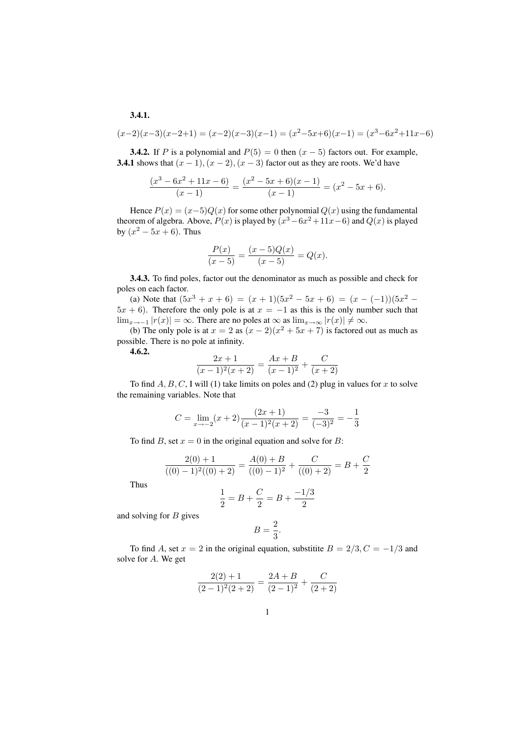**3.4.1.**

$$(x-2)(x-3)(x-2+1) = (x-2)(x-3)(x-1) = (x^2-5x+6)(x-1) = (x^3-6x^2+11x-6)$$

**3.4.2.** If $P$ is a polynomial and $P(5) = 0$ then $(x-5)$ factors out. For example, **3.4.1** shows that $(x-1), (x-2), (x-3)$ factor out as they are roots. We'd have

$$\frac{(x^3-6x^2+11x-6)}{(x-1)} = \frac{(x^2-5x+6)(x-1)}{(x-1)} = (x^2-5x+6).$$

Hence $P(x) = (x-5)Q(x)$ for some other polynomial $Q(x)$ using the fundamental theorem of algebra. Above, $P(x)$ is played by $(x^3-6x^2+11x-6)$ and $Q(x)$ is played by $(x^2-5x+6)$. Thus

$$\frac{P(x)}{(x-5)} = \frac{(x-5)Q(x)}{(x-5)} = Q(x).$$

**3.4.3.** To find poles, factor out the denominator as much as possible and check for poles on each factor.

(a) Note that $(5x^3+x+6) = (x+1)(5x^2-5x+6) = (x-(-1))(5x^2-5x+6)$. Therefore the only pole is at $x=-1$ as this is the only number such that $\lim_{x\to-1}|r(x)| = \infty$. There are no poles at $\infty$ as $\lim_{x\to\infty}|r(x)| \neq \infty$.

(b) The only pole is at $x=2$ as $(x-2)(x^2+5x+7)$ is factored out as much as possible. There is no pole at infinity.

**4.6.2.**

$$\frac{2x+1}{(x-1)^2(x+2)} = \frac{Ax+B}{(x-1)^2} + \frac{C}{(x+2)}$$

To find $A, B, C$, I will (1) take limits on poles and (2) plug in values for $x$ to solve the remaining variables. Note that

$$C = \lim_{x\to-2}(x+2)\frac{(2x+1)}{(x-1)^2(x+2)} = \frac{-3}{(-3)^2} = -\frac{1}{3}$$

To find $B$, set $x=0$ in the original equation and solve for $B$:

$$\frac{2(0)+1}{((0)-1)^2((0)+2)} = \frac{A(0)+B}{((0)-1)^2} + \frac{C}{((0)+2)} = B + \frac{C}{2}$$

Thus

$$\frac{1}{2} = B + \frac{C}{2} = B + \frac{-1/3}{2}$$

and solving for $B$ gives

$$B = \frac{2}{3}.$$

To find $A$, set $x=2$ in the original equation, substitite $B = 2/3, C = -1/3$ and solve for $A$. We get

$$\frac{2(2)+1}{(2-1)^2(2+2)} = \frac{2A+B}{(2-1)^2} + \frac{C}{(2+2)}$$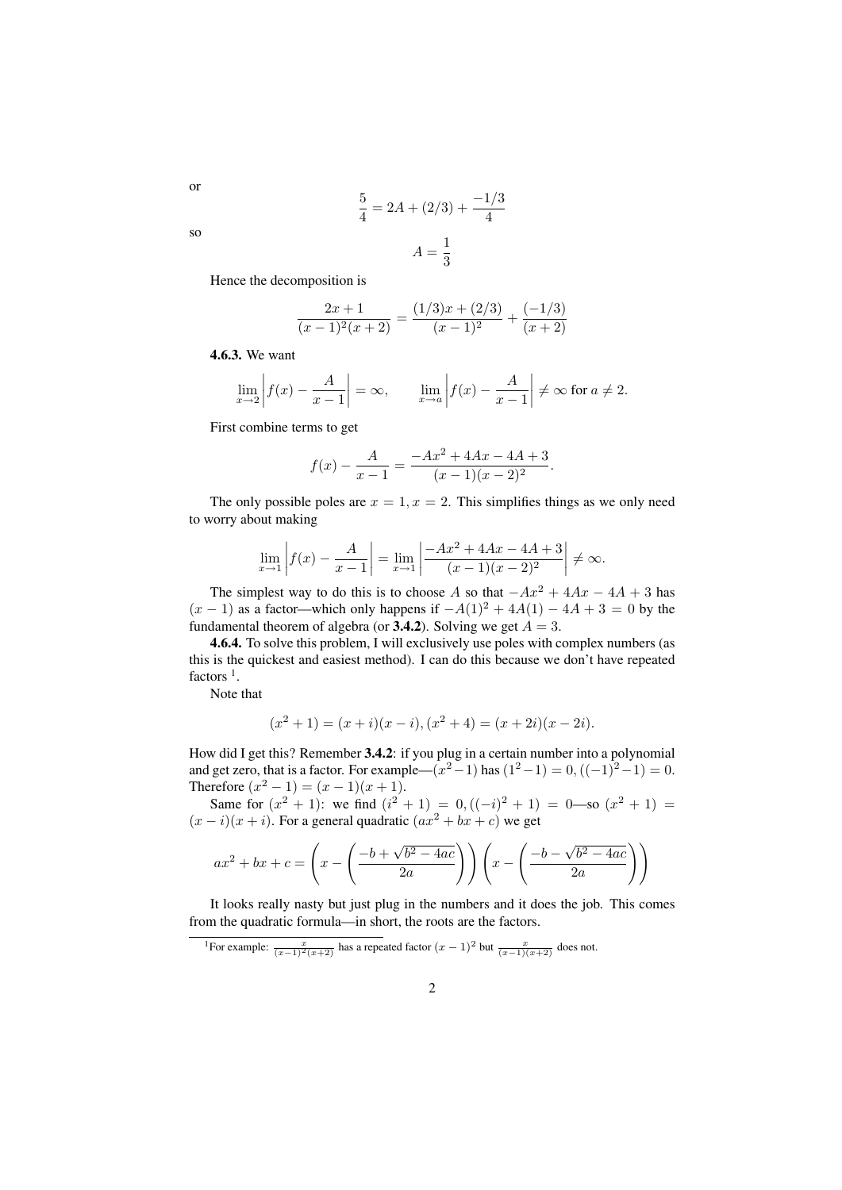or

$$\frac{5}{4} = 2A + (2/3) + \frac{-1/3}{4}$$

so

$$A = \frac{1}{3}$$

Hence the decomposition is

$$\frac{2x+1}{(x-1)^2(x+2)} = \frac{(1/3)x + (2/3)}{(x-1)^2} + \frac{(-1/3)}{(x+2)}$$

**4.6.3.** We want

$$\lim_{x \to 2} \left| f(x) - \frac{A}{x-1} \right| = \infty, \qquad \lim_{x \to a} \left| f(x) - \frac{A}{x-1} \right| \neq \infty \text{ for } a \neq 2.$$

First combine terms to get

$$f(x) - \frac{A}{x-1} = \frac{-Ax^2 + 4Ax - 4A + 3}{(x-1)(x-2)^2}.$$

The only possible poles are $x = 1, x = 2$. This simplifies things as we only need to worry about making

$$\lim_{x \to 1} \left| f(x) - \frac{A}{x-1} \right| = \lim_{x \to 1} \left| \frac{-Ax^2 + 4Ax - 4A + 3}{(x-1)(x-2)^2} \right| \neq \infty.$$

The simplest way to do this is to choose $A$ so that $-Ax^2 + 4Ax - 4A + 3$ has $(x-1)$ as a factor—which only happens if $-A(1)^2 + 4A(1) - 4A + 3 = 0$ by the fundamental theorem of algebra (or **3.4.2**). Solving we get $A = 3$.

**4.6.4.** To solve this problem, I will exclusively use poles with complex numbers (as this is the quickest and easiest method). I can do this because we don't have repeated factors [1].

Note that

$$(x^2 + 1) = (x + i)(x - i), (x^2 + 4) = (x + 2i)(x - 2i).$$

How did I get this? Remember **3.4.2**: if you plug in a certain number into a polynomial and get zero, that is a factor. For example—$(x^2 - 1)$ has $(1^2 - 1) = 0, ((-1)^2 - 1) = 0$. Therefore $(x^2 - 1) = (x - 1)(x + 1)$.

Same for $(x^2 + 1)$: we find $(i^2 + 1) = 0, ((-i)^2 + 1) = 0$—so $(x^2 + 1) = (x - i)(x + i)$. For a general quadratic $(ax^2 + bx + c)$ we get

$$ax^2 + bx + c = \left(x - \left(\frac{-b + \sqrt{b^2 - 4ac}}{2a}\right)\right)\left(x - \left(\frac{-b - \sqrt{b^2 - 4ac}}{2a}\right)\right)$$

It looks really nasty but just plug in the numbers and it does the job. This comes from the quadratic formula—in short, the roots are the factors.

[1] For example: $\frac{x}{(x-1)^2(x+2)}$ has a repeated factor $(x-1)^2$ but $\frac{x}{(x-1)(x+2)}$ does not.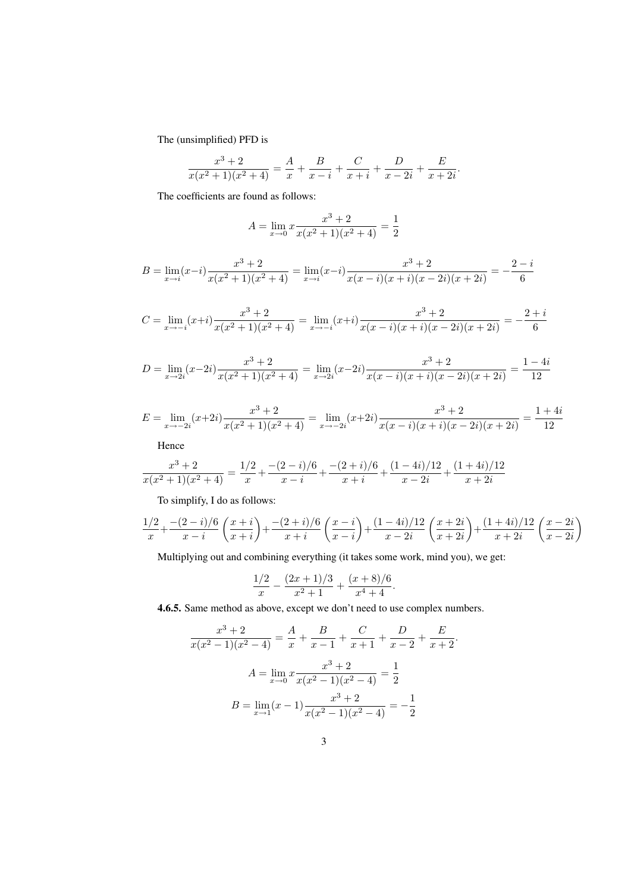The (unsimplified) PFD is

$$\frac{x^3+2}{x(x^2+1)(x^2+4)} = \frac{A}{x} + \frac{B}{x-i} + \frac{C}{x+i} + \frac{D}{x-2i} + \frac{E}{x+2i}.$$

The coefficients are found as follows:

$$A = \lim_{x\to 0} x \frac{x^3+2}{x(x^2+1)(x^2+4)} = \frac{1}{2}$$

$$B = \lim_{x\to i}(x-i)\frac{x^3+2}{x(x^2+1)(x^2+4)} = \lim_{x\to i}(x-i)\frac{x^3+2}{x(x-i)(x+i)(x-2i)(x+2i)} = -\frac{2-i}{6}$$

$$C = \lim_{x\to -i}(x+i)\frac{x^3+2}{x(x^2+1)(x^2+4)} = \lim_{x\to -i}(x+i)\frac{x^3+2}{x(x-i)(x+i)(x-2i)(x+2i)} = -\frac{2+i}{6}$$

$$D = \lim_{x\to 2i}(x-2i)\frac{x^3+2}{x(x^2+1)(x^2+4)} = \lim_{x\to 2i}(x-2i)\frac{x^3+2}{x(x-i)(x+i)(x-2i)(x+2i)} = \frac{1-4i}{12}$$

$$E = \lim_{x\to -2i}(x+2i)\frac{x^3+2}{x(x^2+1)(x^2+4)} = \lim_{x\to -2i}(x+2i)\frac{x^3+2}{x(x-i)(x+i)(x-2i)(x+2i)} = \frac{1+4i}{12}$$

Hence

$$\frac{x^3+2}{x(x^2+1)(x^2+4)} = \frac{1/2}{x} + \frac{-(2-i)/6}{x-i} + \frac{-(2+i)/6}{x+i} + \frac{(1-4i)/12}{x-2i} + \frac{(1+4i)/12}{x+2i}$$

To simplify, I do as follows:

$$\frac{1/2}{x} + \frac{-(2-i)/6}{x-i}\left(\frac{x+i}{x+i}\right) + \frac{-(2+i)/6}{x+i}\left(\frac{x-i}{x-i}\right) + \frac{(1-4i)/12}{x-2i}\left(\frac{x+2i}{x+2i}\right) + \frac{(1+4i)/12}{x+2i}\left(\frac{x-2i}{x-2i}\right)$$

Multiplying out and combining everything (it takes some work, mind you), we get:

$$\frac{1/2}{x} - \frac{(2x+1)/3}{x^2+1} + \frac{(x+8)/6}{x^4+4}.$$

**4.6.5.** Same method as above, except we don't need to use complex numbers.

$$\frac{x^3+2}{x(x^2-1)(x^2-4)} = \frac{A}{x} + \frac{B}{x-1} + \frac{C}{x+1} + \frac{D}{x-2} + \frac{E}{x+2}.$$

$$A = \lim_{x\to 0} x\frac{x^3+2}{x(x^2-1)(x^2-4)} = \frac{1}{2}$$

$$B = \lim_{x\to 1}(x-1)\frac{x^3+2}{x(x^2-1)(x^2-4)} = -\frac{1}{2}$$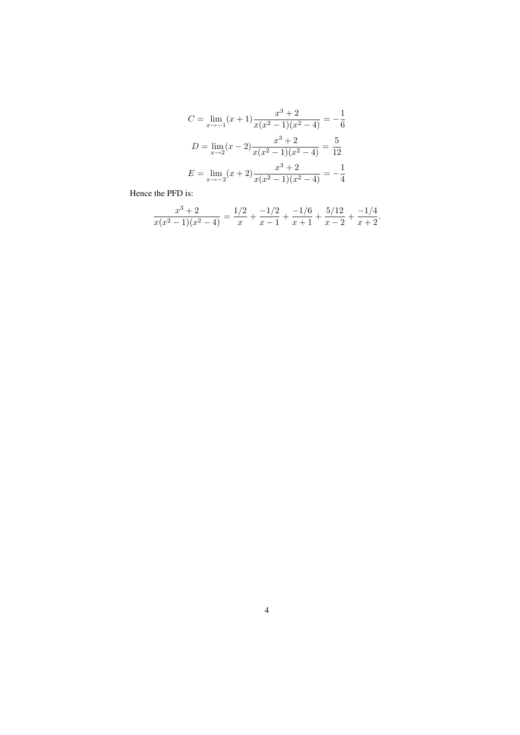$$C = \lim_{x \to -1} (x+1) \frac{x^3 + 2}{x(x^2 - 1)(x^2 - 4)} = -\frac{1}{6}$$

$$D = \lim_{x \to 2} (x-2) \frac{x^3 + 2}{x(x^2 - 1)(x^2 - 4)} = \frac{5}{12}$$

$$E = \lim_{x \to -2} (x+2) \frac{x^3 + 2}{x(x^2 - 1)(x^2 - 4)} = -\frac{1}{4}$$

Hence the PFD is:

$$\frac{x^3 + 2}{x(x^2 - 1)(x^2 - 4)} = \frac{1/2}{x} + \frac{-1/2}{x-1} + \frac{-1/6}{x+1} + \frac{5/12}{x-2} + \frac{-1/4}{x+2}.$$